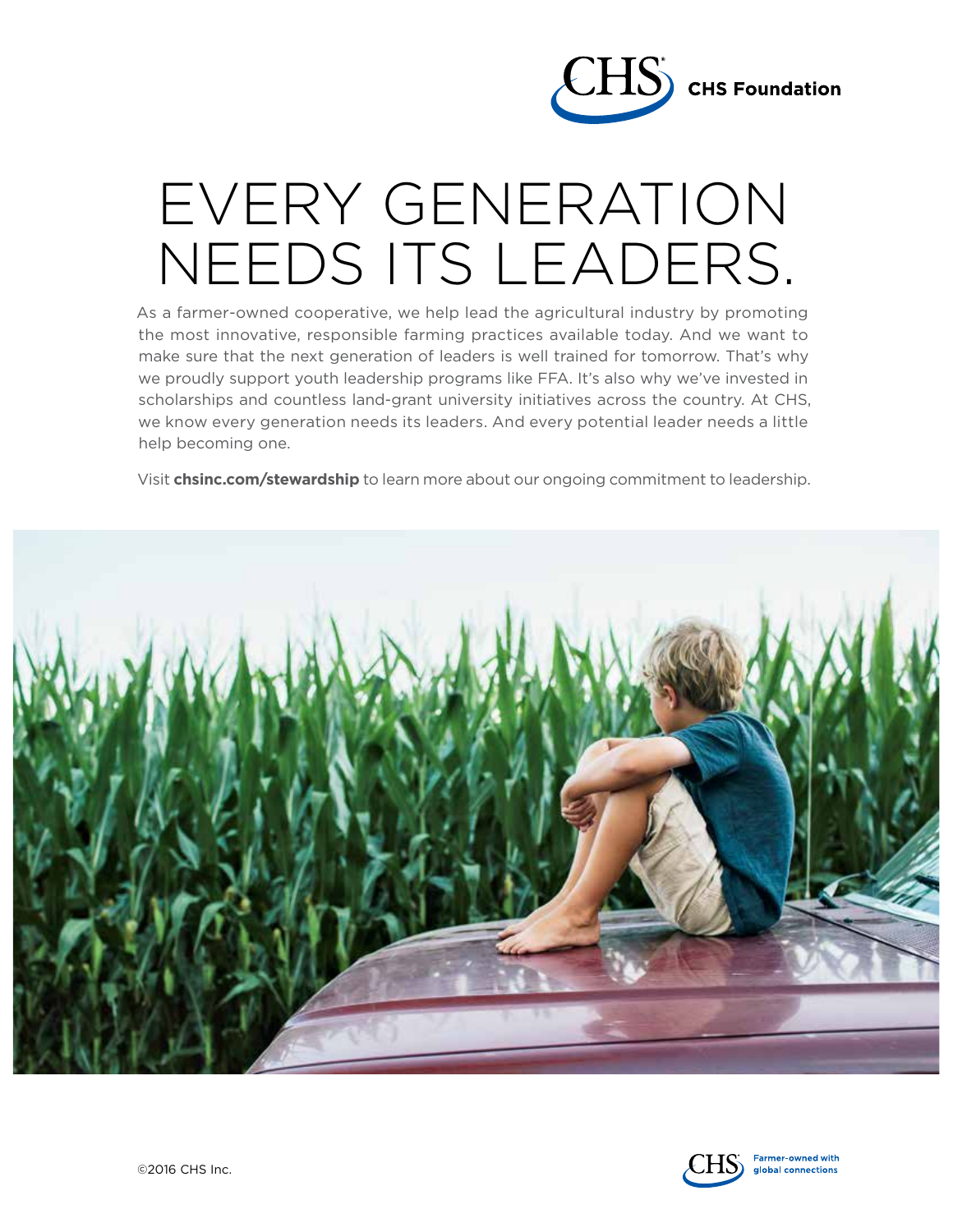CHS Foundation

# EVERY GENERATION NEEDS ITS LEADERS.

As a farmer-owned cooperative, we help lead the agricultural industry by promoting the most innovative, responsible farming practices available today. And we want to make sure that the next generation of leaders is well trained for tomorrow. That's why we proudly support youth leadership programs like FFA. It's also why we've invested in scholarships and countless land-grant university initiatives across the country. At CHS, we know every generation needs its leaders. And every potential leader needs a little help becoming one.

Visit **chsinc.com/stewardship** to learn more about our ongoing commitment to leadership.

©2016 CHS Inc.

Farmer-owned with global connections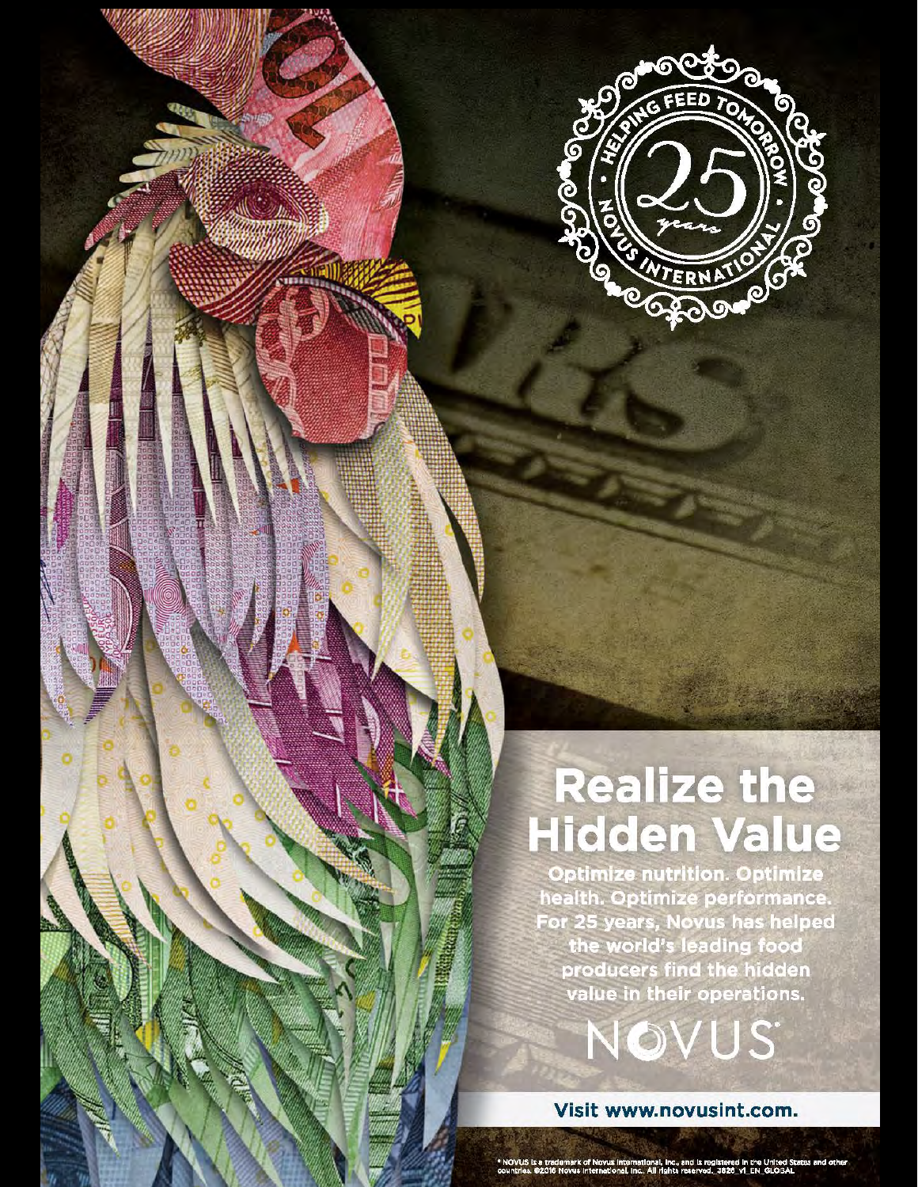HELPING FEED TOMORROW

25 years

NOVUS INTERNATIONAL

# Realize the Hidden Value

Optimize nutrition. Optimize health. Optimize performance. For 25 years, Novus has helped the world's leading food producers find the hidden value in their operations.

NOVUS®

Visit www.novusint.com.

® NOVUS is a trademark of Novus International, Inc., and is registered in the United States and other countries. ©2016 Novus International, Inc. All rights reserved. 3820_v1_EN_GLOBAL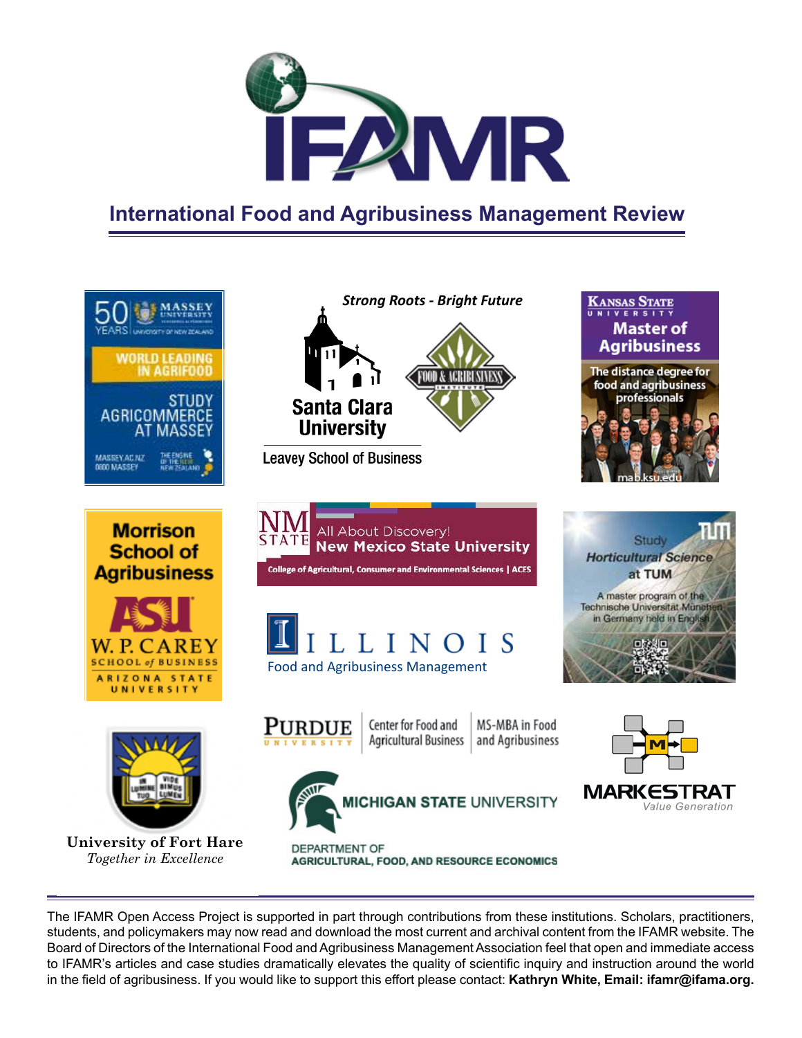# IFAMR

## International Food and Agribusiness Management Review

50 YEARS MASSEY UNIVERSITY
WORLD LEADING IN AGRIFOOD
STUDY AGRICOMMERCE AT MASSEY
MASSEY.AC.NZ 0800 MASSEY

*Strong Roots - Bright Future*
Santa Clara University
Leavey School of Business
FOOD & AGRIBUSINESS INSTITUTE

KANSAS STATE UNIVERSITY
Master of Agribusiness
The distance degree for food and agribusiness professionals
mab.ksu.edu

Morrison School of Agribusiness
ASU W. P. CAREY SCHOOL of BUSINESS
ARIZONA STATE UNIVERSITY

NM STATE
All About Discovery!
New Mexico State University
College of Agricultural, Consumer and Environmental Sciences | ACES

ILLINOIS
Food and Agribusiness Management

Study Horticultural Science at TUM
A master program of the Technische Universität München in Germany held in English

University of Fort Hare
*Together in Excellence*

PURDUE UNIVERSITY
Center for Food and Agricultural Business
MS-MBA in Food and Agribusiness

MICHIGAN STATE UNIVERSITY
DEPARTMENT OF AGRICULTURAL, FOOD, AND RESOURCE ECONOMICS

MARKESTRAT
Value Generation

The IFAMR Open Access Project is supported in part through contributions from these institutions. Scholars, practitioners, students, and policymakers may now read and download the most current and archival content from the IFAMR website. The Board of Directors of the International Food and Agribusiness Management Association feel that open and immediate access to IFAMR's articles and case studies dramatically elevates the quality of scientific inquiry and instruction around the world in the field of agribusiness. If you would like to support this effort please contact: **Kathryn White, Email: ifamr@ifama.org.**